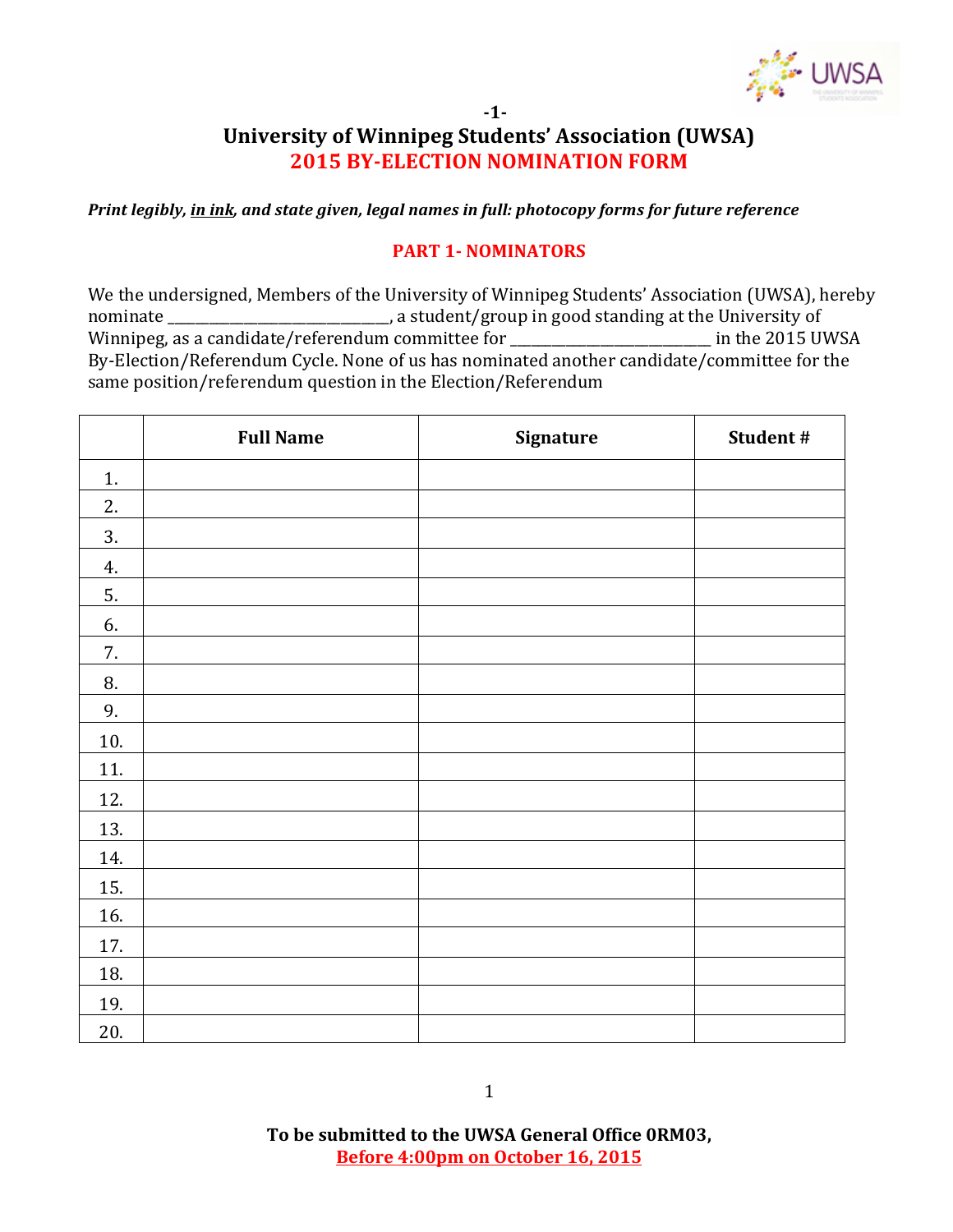# University of Winnipeg Students' Association (UWSA)

## 2015 BY-ELECTION NOMINATION FORM

***Print legibly, in ink, and state given, legal names in full: photocopy forms for future reference***

### PART 1- NOMINATORS

We the undersigned, Members of the University of Winnipeg Students' Association (UWSA), hereby nominate ______________________________, a student/group in good standing at the University of Winnipeg, as a candidate/referendum committee for ____________________________ in the 2015 UWSA By-Election/Referendum Cycle. None of us has nominated another candidate/committee for the same position/referendum question in the Election/Referendum

| | Full Name | Signature | Student # |
|---|---|---|---|
| 1. | | | |
| 2. | | | |
| 3. | | | |
| 4. | | | |
| 5. | | | |
| 6. | | | |
| 7. | | | |
| 8. | | | |
| 9. | | | |
| 10. | | | |
| 11. | | | |
| 12. | | | |
| 13. | | | |
| 14. | | | |
| 15. | | | |
| 16. | | | |
| 17. | | | |
| 18. | | | |
| 19. | | | |
| 20. | | | |

**To be submitted to the UWSA General Office 0RM03,**
**Before 4:00pm on October 16, 2015**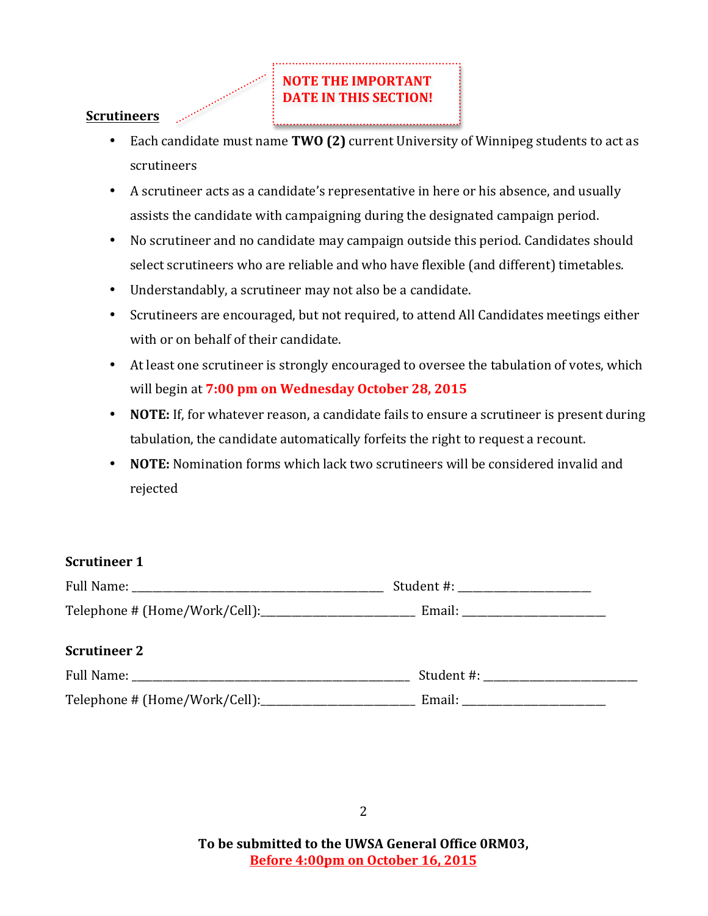**NOTE THE IMPORTANT DATE IN THIS SECTION!**

## Scrutineers

- Each candidate must name **TWO (2)** current University of Winnipeg students to act as scrutineers
- A scrutineer acts as a candidate's representative in here or his absence, and usually assists the candidate with campaigning during the designated campaign period.
- No scrutineer and no candidate may campaign outside this period. Candidates should select scrutineers who are reliable and who have flexible (and different) timetables.
- Understandably, a scrutineer may not also be a candidate.
- Scrutineers are encouraged, but not required, to attend All Candidates meetings either with or on behalf of their candidate.
- At least one scrutineer is strongly encouraged to oversee the tabulation of votes, which will begin at **7:00 pm on Wednesday October 28, 2015**
- **NOTE:** If, for whatever reason, a candidate fails to ensure a scrutineer is present during tabulation, the candidate automatically forfeits the right to request a recount.
- **NOTE:** Nomination forms which lack two scrutineers will be considered invalid and rejected

**Scrutineer 1**

Full Name: ________________________________________ Student #: ______________________

Telephone # (Home/Work/Cell):__________________________ Email: ________________________

**Scrutineer 2**

Full Name: ________________________________________ Student #: ______________________

Telephone # (Home/Work/Cell):__________________________ Email: ________________________

**To be submitted to the UWSA General Office 0RM03,**
**Before 4:00pm on October 16, 2015**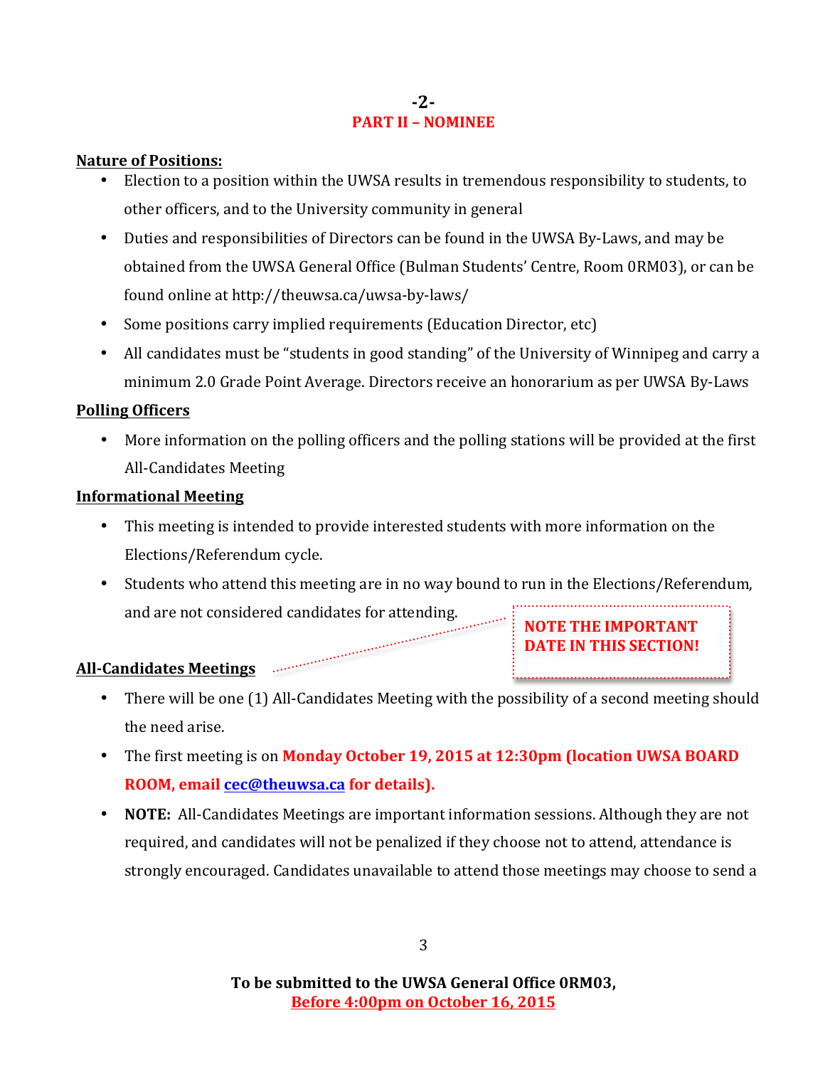## -2-
## PART II – NOMINEE

**Nature of Positions:**

- Election to a position within the UWSA results in tremendous responsibility to students, to other officers, and to the University community in general
- Duties and responsibilities of Directors can be found in the UWSA By-Laws, and may be obtained from the UWSA General Office (Bulman Students' Centre, Room 0RM03), or can be found online at http://theuwsa.ca/uwsa-by-laws/
- Some positions carry implied requirements (Education Director, etc)
- All candidates must be "students in good standing" of the University of Winnipeg and carry a minimum 2.0 Grade Point Average. Directors receive an honorarium as per UWSA By-Laws

**Polling Officers**

- More information on the polling officers and the polling stations will be provided at the first All-Candidates Meeting

**Informational Meeting**

- This meeting is intended to provide interested students with more information on the Elections/Referendum cycle.
- Students who attend this meeting are in no way bound to run in the Elections/Referendum, and are not considered candidates for attending.

**NOTE THE IMPORTANT DATE IN THIS SECTION!**

**All-Candidates Meetings**

- There will be one (1) All-Candidates Meeting with the possibility of a second meeting should the need arise.
- The first meeting is on **Monday October 19, 2015 at 12:30pm (location UWSA BOARD ROOM, email cec@theuwsa.ca for details).**
- **NOTE:** All-Candidates Meetings are important information sessions. Although they are not required, and candidates will not be penalized if they choose not to attend, attendance is strongly encouraged. Candidates unavailable to attend those meetings may choose to send a

**To be submitted to the UWSA General Office 0RM03,**
**Before 4:00pm on October 16, 2015**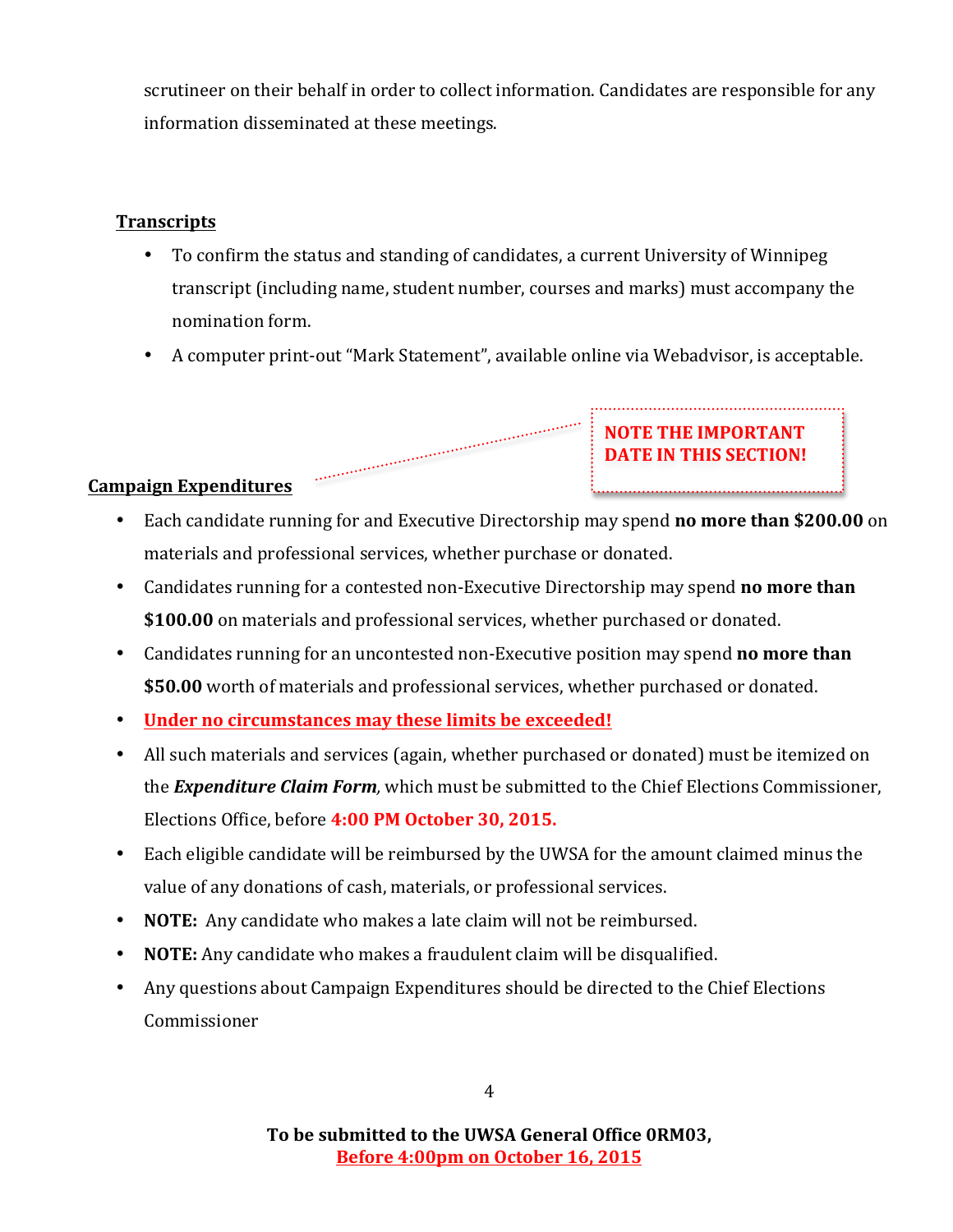scrutineer on their behalf in order to collect information. Candidates are responsible for any information disseminated at these meetings.

**Transcripts**

- To confirm the status and standing of candidates, a current University of Winnipeg transcript (including name, student number, courses and marks) must accompany the nomination form.
- A computer print-out "Mark Statement", available online via Webadvisor, is acceptable.

**NOTE THE IMPORTANT DATE IN THIS SECTION!**

**Campaign Expenditures**

- Each candidate running for and Executive Directorship may spend **no more than $200.00** on materials and professional services, whether purchase or donated.
- Candidates running for a contested non-Executive Directorship may spend **no more than $100.00** on materials and professional services, whether purchased or donated.
- Candidates running for an uncontested non-Executive position may spend **no more than $50.00** worth of materials and professional services, whether purchased or donated.
- **Under no circumstances may these limits be exceeded!**
- All such materials and services (again, whether purchased or donated) must be itemized on the ***Expenditure Claim Form***, which must be submitted to the Chief Elections Commissioner, Elections Office, before **4:00 PM October 30, 2015.**
- Each eligible candidate will be reimbursed by the UWSA for the amount claimed minus the value of any donations of cash, materials, or professional services.
- **NOTE:** Any candidate who makes a late claim will not be reimbursed.
- **NOTE:** Any candidate who makes a fraudulent claim will be disqualified.
- Any questions about Campaign Expenditures should be directed to the Chief Elections Commissioner

**To be submitted to the UWSA General Office 0RM03,**
**Before 4:00pm on October 16, 2015**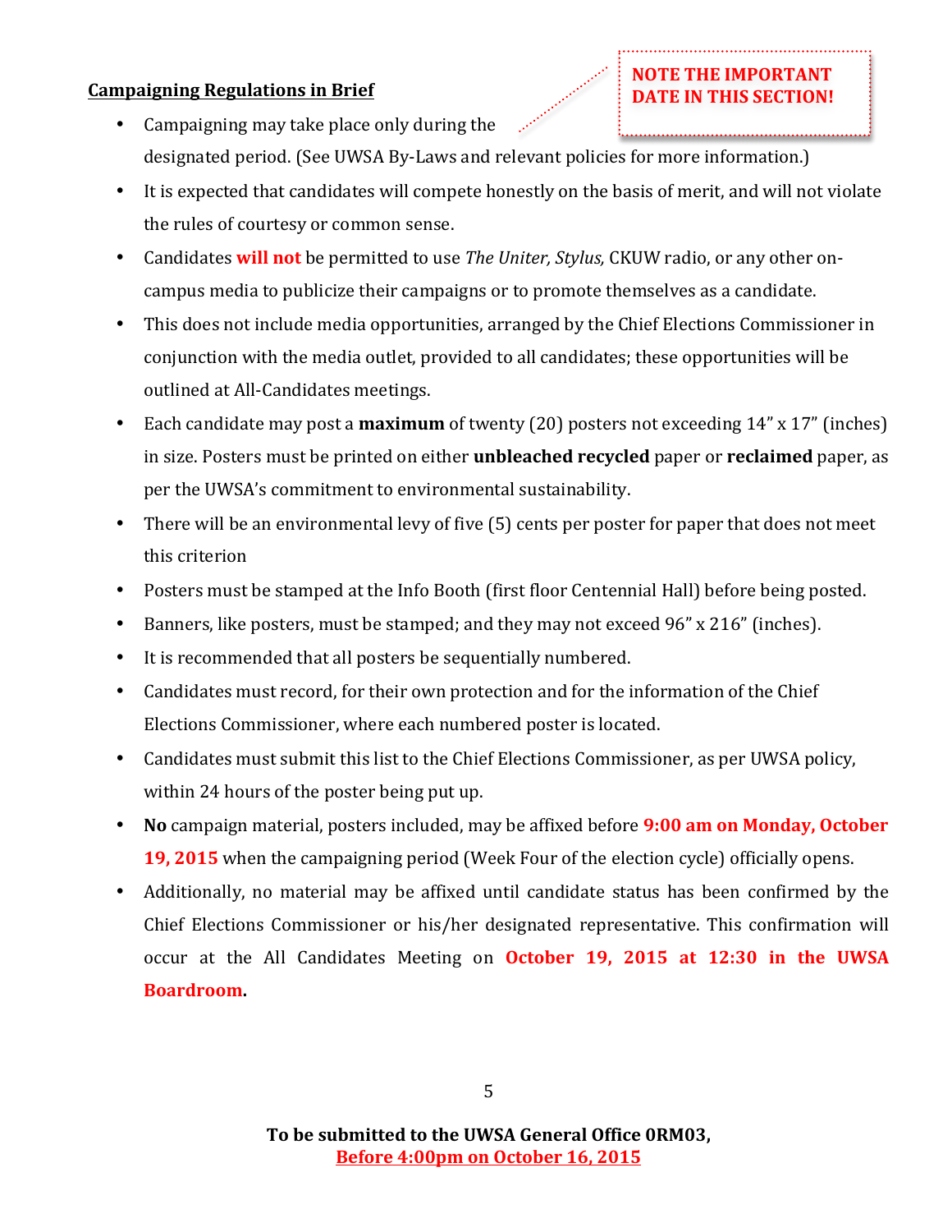**Campaigning Regulations in Brief**

NOTE THE IMPORTANT DATE IN THIS SECTION!

- Campaigning may take place only during the designated period. (See UWSA By-Laws and relevant policies for more information.)
- It is expected that candidates will compete honestly on the basis of merit, and will not violate the rules of courtesy or common sense.
- Candidates **will not** be permitted to use *The Uniter, Stylus,* CKUW radio, or any other on-campus media to publicize their campaigns or to promote themselves as a candidate.
- This does not include media opportunities, arranged by the Chief Elections Commissioner in conjunction with the media outlet, provided to all candidates; these opportunities will be outlined at All-Candidates meetings.
- Each candidate may post a **maximum** of twenty (20) posters not exceeding 14" x 17" (inches) in size. Posters must be printed on either **unbleached recycled** paper or **reclaimed** paper, as per the UWSA's commitment to environmental sustainability.
- There will be an environmental levy of five (5) cents per poster for paper that does not meet this criterion
- Posters must be stamped at the Info Booth (first floor Centennial Hall) before being posted.
- Banners, like posters, must be stamped; and they may not exceed 96" x 216" (inches).
- It is recommended that all posters be sequentially numbered.
- Candidates must record, for their own protection and for the information of the Chief Elections Commissioner, where each numbered poster is located.
- Candidates must submit this list to the Chief Elections Commissioner, as per UWSA policy, within 24 hours of the poster being put up.
- **No** campaign material, posters included, may be affixed before **9:00 am on Monday, October 19, 2015** when the campaigning period (Week Four of the election cycle) officially opens.
- Additionally, no material may be affixed until candidate status has been confirmed by the Chief Elections Commissioner or his/her designated representative. This confirmation will occur at the All Candidates Meeting on **October 19, 2015 at 12:30 in the UWSA Boardroom.**

**To be submitted to the UWSA General Office 0RM03,**
**Before 4:00pm on October 16, 2015**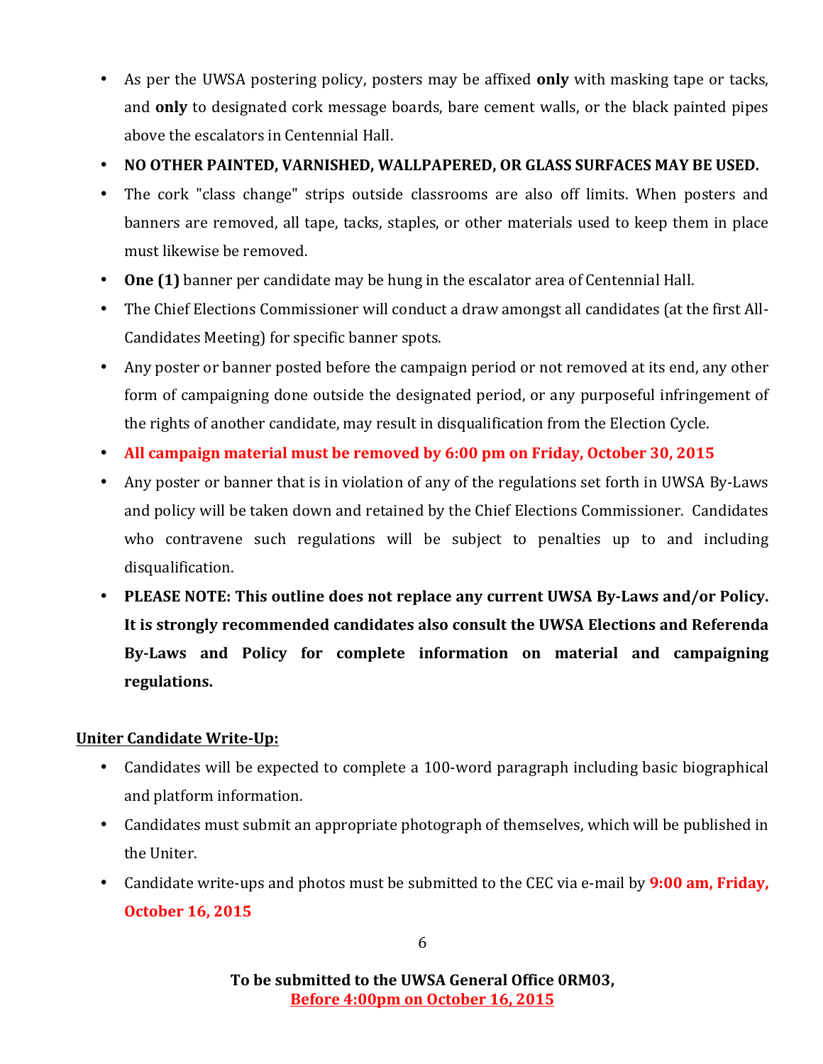- As per the UWSA postering policy, posters may be affixed **only** with masking tape or tacks, and **only** to designated cork message boards, bare cement walls, or the black painted pipes above the escalators in Centennial Hall.
- **NO OTHER PAINTED, VARNISHED, WALLPAPERED, OR GLASS SURFACES MAY BE USED.**
- The cork "class change" strips outside classrooms are also off limits. When posters and banners are removed, all tape, tacks, staples, or other materials used to keep them in place must likewise be removed.
- **One (1)** banner per candidate may be hung in the escalator area of Centennial Hall.
- The Chief Elections Commissioner will conduct a draw amongst all candidates (at the first All-Candidates Meeting) for specific banner spots.
- Any poster or banner posted before the campaign period or not removed at its end, any other form of campaigning done outside the designated period, or any purposeful infringement of the rights of another candidate, may result in disqualification from the Election Cycle.
- **All campaign material must be removed by 6:00 pm on Friday, October 30, 2015**
- Any poster or banner that is in violation of any of the regulations set forth in UWSA By-Laws and policy will be taken down and retained by the Chief Elections Commissioner. Candidates who contravene such regulations will be subject to penalties up to and including disqualification.
- **PLEASE NOTE: This outline does not replace any current UWSA By-Laws and/or Policy. It is strongly recommended candidates also consult the UWSA Elections and Referenda By-Laws and Policy for complete information on material and campaigning regulations.**

**Uniter Candidate Write-Up:**

- Candidates will be expected to complete a 100-word paragraph including basic biographical and platform information.
- Candidates must submit an appropriate photograph of themselves, which will be published in the Uniter.
- Candidate write-ups and photos must be submitted to the CEC via e-mail by **9:00 am, Friday, October 16, 2015**

**To be submitted to the UWSA General Office 0RM03,**
**Before 4:00pm on October 16, 2015**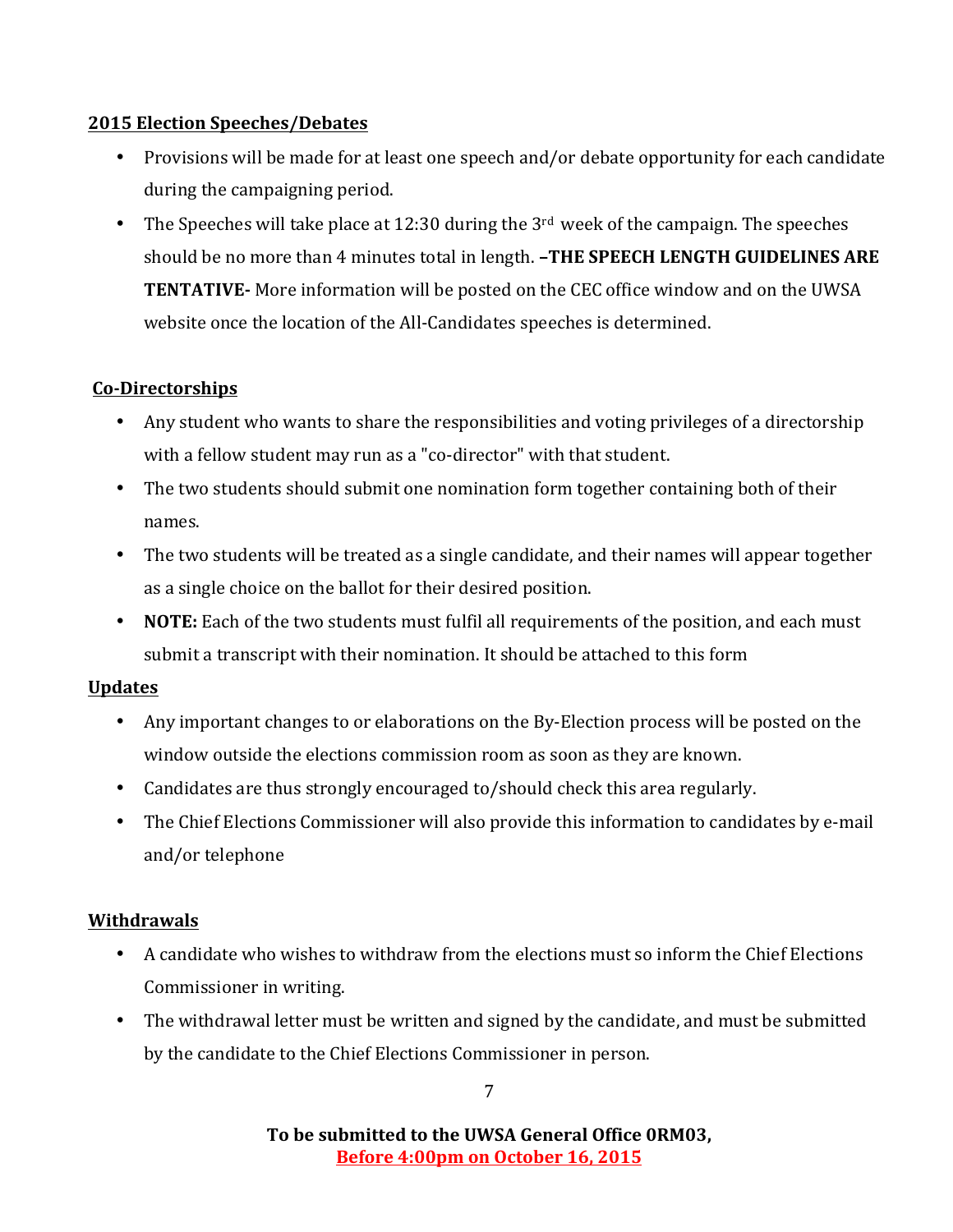**2015 Election Speeches/Debates**

- Provisions will be made for at least one speech and/or debate opportunity for each candidate during the campaigning period.
- The Speeches will take place at 12:30 during the 3rd week of the campaign. The speeches should be no more than 4 minutes total in length. **–THE SPEECH LENGTH GUIDELINES ARE TENTATIVE-** More information will be posted on the CEC office window and on the UWSA website once the location of the All-Candidates speeches is determined.

**Co-Directorships**

- Any student who wants to share the responsibilities and voting privileges of a directorship with a fellow student may run as a "co-director" with that student.
- The two students should submit one nomination form together containing both of their names.
- The two students will be treated as a single candidate, and their names will appear together as a single choice on the ballot for their desired position.
- **NOTE:** Each of the two students must fulfil all requirements of the position, and each must submit a transcript with their nomination. It should be attached to this form

**Updates**

- Any important changes to or elaborations on the By-Election process will be posted on the window outside the elections commission room as soon as they are known.
- Candidates are thus strongly encouraged to/should check this area regularly.
- The Chief Elections Commissioner will also provide this information to candidates by e-mail and/or telephone

**Withdrawals**

- A candidate who wishes to withdraw from the elections must so inform the Chief Elections Commissioner in writing.
- The withdrawal letter must be written and signed by the candidate, and must be submitted by the candidate to the Chief Elections Commissioner in person.

**To be submitted to the UWSA General Office 0RM03,**
**Before 4:00pm on October 16, 2015**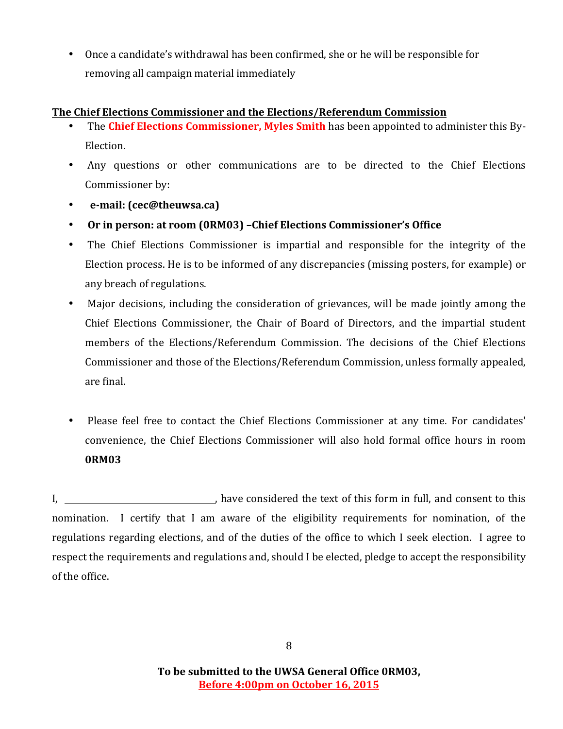- Once a candidate's withdrawal has been confirmed, she or he will be responsible for removing all campaign material immediately

**The Chief Elections Commissioner and the Elections/Referendum Commission**

- The **Chief Elections Commissioner, Myles Smith** has been appointed to administer this By-Election.
- Any questions or other communications are to be directed to the Chief Elections Commissioner by:
- **e-mail: (cec@theuwsa.ca)**
- **Or in person: at room (0RM03) –Chief Elections Commissioner's Office**
- The Chief Elections Commissioner is impartial and responsible for the integrity of the Election process. He is to be informed of any discrepancies (missing posters, for example) or any breach of regulations.
- Major decisions, including the consideration of grievances, will be made jointly among the Chief Elections Commissioner, the Chair of Board of Directors, and the impartial student members of the Elections/Referendum Commission. The decisions of the Chief Elections Commissioner and those of the Elections/Referendum Commission, unless formally appealed, are final.
- Please feel free to contact the Chief Elections Commissioner at any time. For candidates' convenience, the Chief Elections Commissioner will also hold formal office hours in room **0RM03**

I, ________________________________, have considered the text of this form in full, and consent to this nomination. I certify that I am aware of the eligibility requirements for nomination, of the regulations regarding elections, and of the duties of the office to which I seek election. I agree to respect the requirements and regulations and, should I be elected, pledge to accept the responsibility of the office.

**To be submitted to the UWSA General Office 0RM03,**
**Before 4:00pm on October 16, 2015**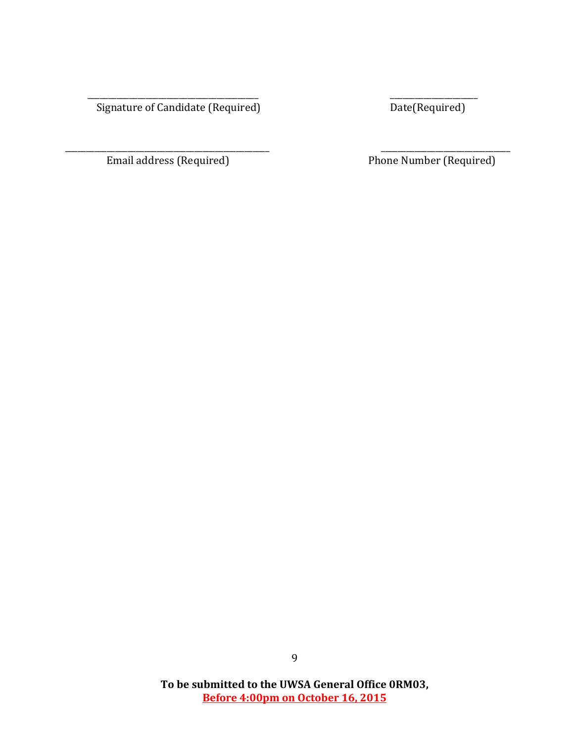_____________________________________ Signature of Candidate (Required)

___________________ Date(Required)

_____________________________________________ Email address (Required)

____________________________ Phone Number (Required)

**To be submitted to the UWSA General Office 0RM03,**
**Before 4:00pm on October 16, 2015**